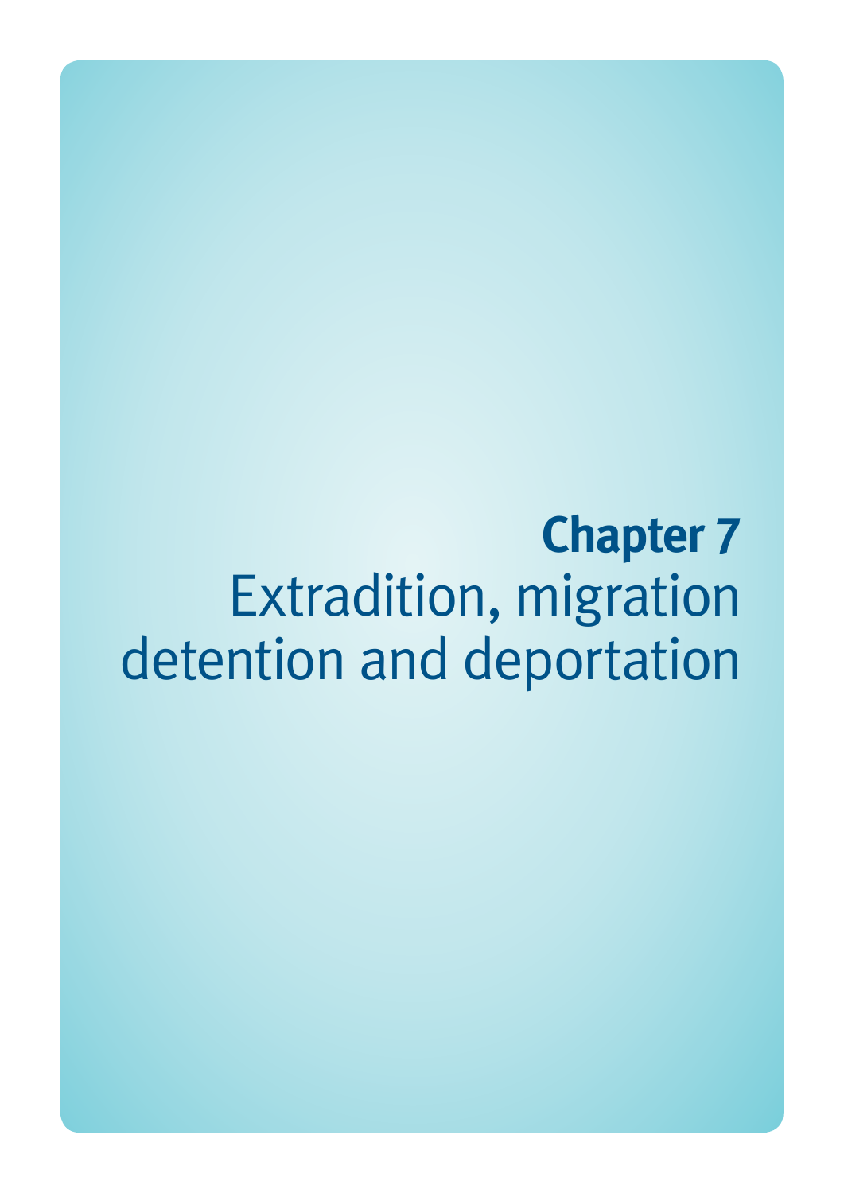# Chapter 7
# Extradition, migration detention and deportation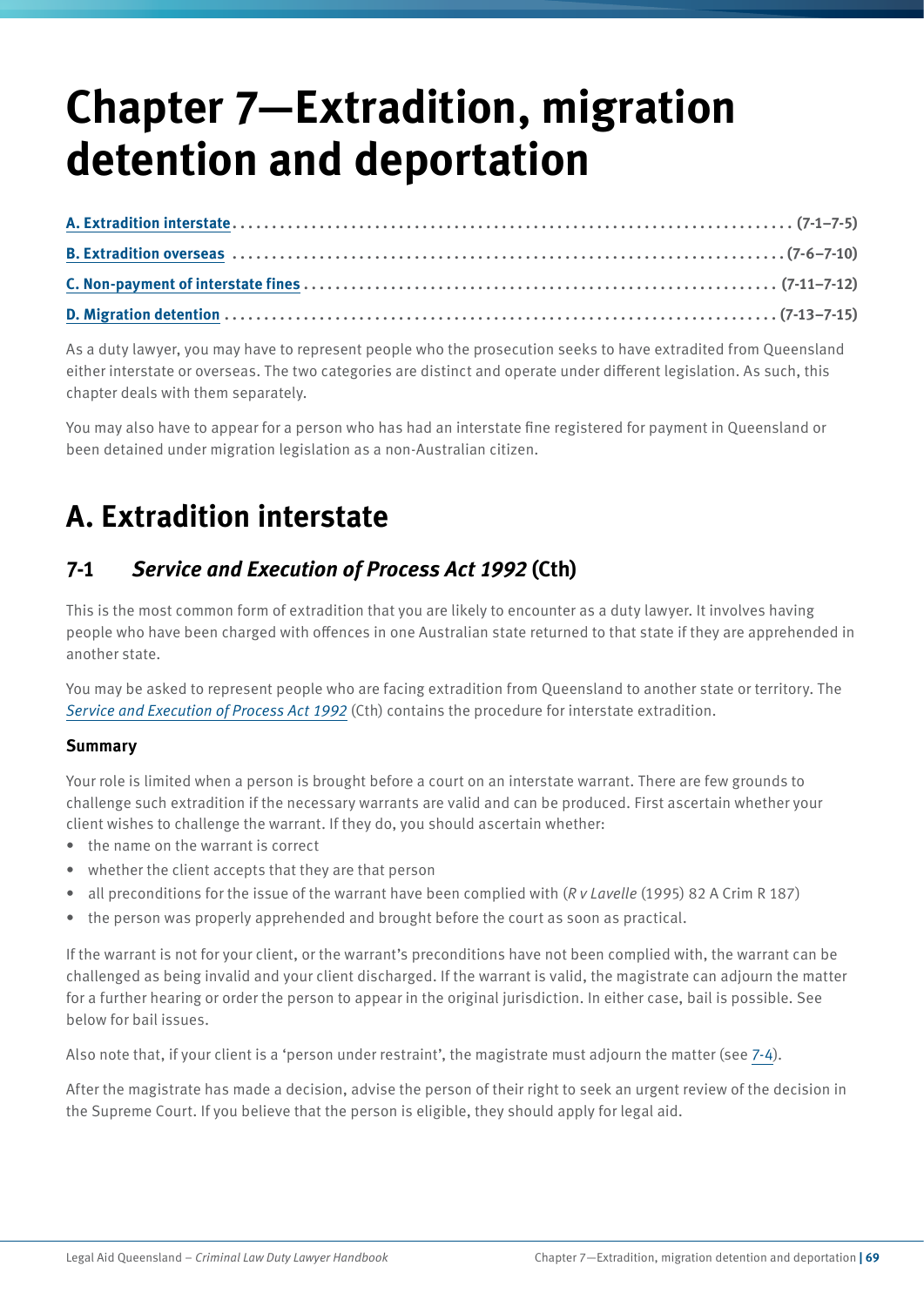# Chapter 7—Extradition, migration detention and deportation

| | |
|---|---|
| A. Extradition interstate | (7-1–7-5) |
| B. Extradition overseas | (7-6–7-10) |
| C. Non-payment of interstate fines | (7-11–7-12) |
| D. Migration detention | (7-13–7-15) |

As a duty lawyer, you may have to represent people who the prosecution seeks to have extradited from Queensland either interstate or overseas. The two categories are distinct and operate under different legislation. As such, this chapter deals with them separately.

You may also have to appear for a person who has had an interstate fine registered for payment in Queensland or been detained under migration legislation as a non-Australian citizen.

## A. Extradition interstate

### 7-1 *Service and Execution of Process Act 1992* (Cth)

This is the most common form of extradition that you are likely to encounter as a duty lawyer. It involves having people who have been charged with offences in one Australian state returned to that state if they are apprehended in another state.

You may be asked to represent people who are facing extradition from Queensland to another state or territory. The *Service and Execution of Process Act 1992* (Cth) contains the procedure for interstate extradition.

#### Summary

Your role is limited when a person is brought before a court on an interstate warrant. There are few grounds to challenge such extradition if the necessary warrants are valid and can be produced. First ascertain whether your client wishes to challenge the warrant. If they do, you should ascertain whether:

- the name on the warrant is correct
- whether the client accepts that they are that person
- all preconditions for the issue of the warrant have been complied with (*R v Lavelle* (1995) 82 A Crim R 187)
- the person was properly apprehended and brought before the court as soon as practical.

If the warrant is not for your client, or the warrant's preconditions have not been complied with, the warrant can be challenged as being invalid and your client discharged. If the warrant is valid, the magistrate can adjourn the matter for a further hearing or order the person to appear in the original jurisdiction. In either case, bail is possible. See below for bail issues.

Also note that, if your client is a 'person under restraint', the magistrate must adjourn the matter (see 7-4).

After the magistrate has made a decision, advise the person of their right to seek an urgent review of the decision in the Supreme Court. If you believe that the person is eligible, they should apply for legal aid.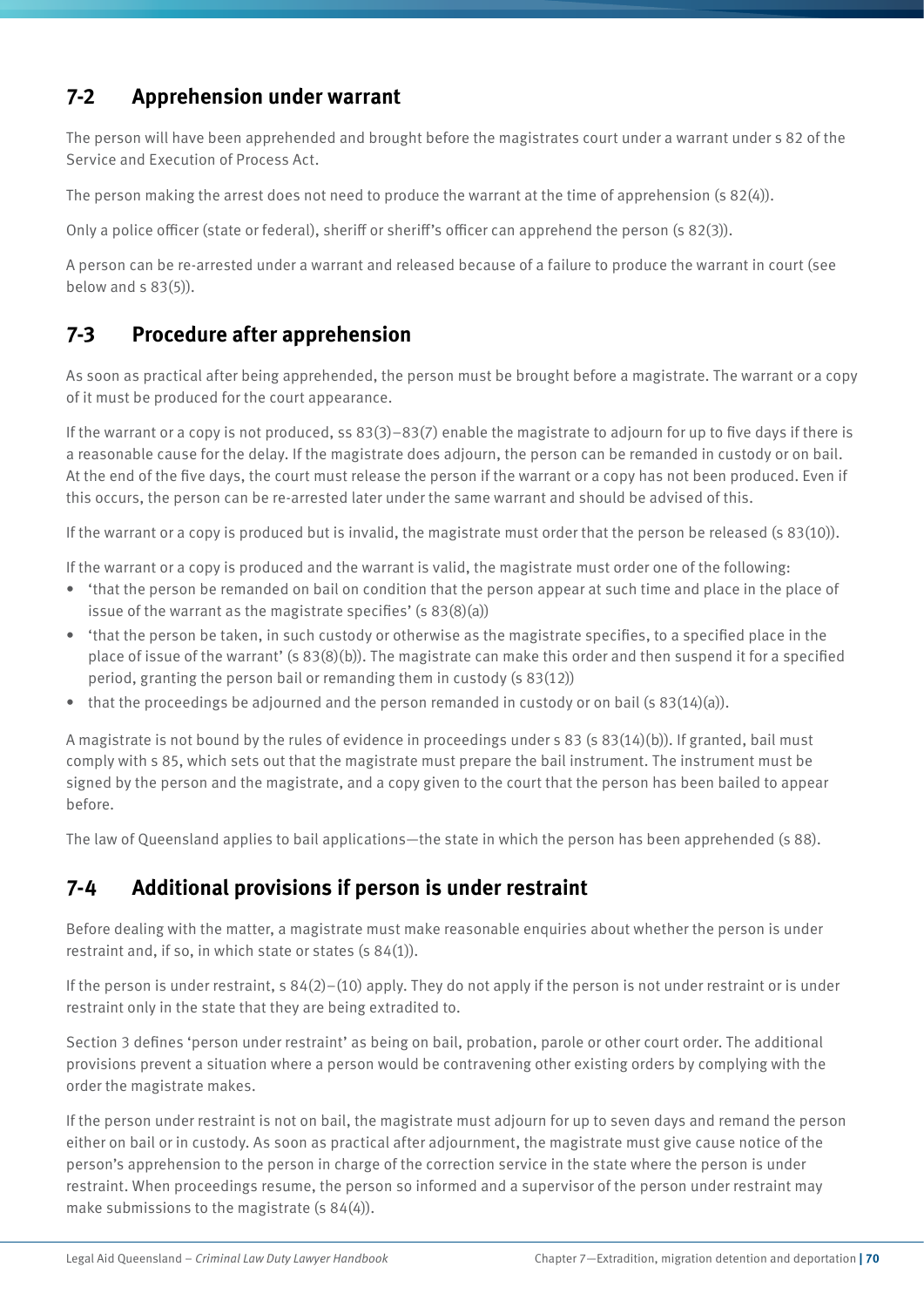## 7-2 Apprehension under warrant

The person will have been apprehended and brought before the magistrates court under a warrant under s 82 of the Service and Execution of Process Act.

The person making the arrest does not need to produce the warrant at the time of apprehension (s 82(4)).

Only a police officer (state or federal), sheriff or sheriff's officer can apprehend the person (s 82(3)).

A person can be re-arrested under a warrant and released because of a failure to produce the warrant in court (see below and s 83(5)).

## 7-3 Procedure after apprehension

As soon as practical after being apprehended, the person must be brought before a magistrate. The warrant or a copy of it must be produced for the court appearance.

If the warrant or a copy is not produced, ss 83(3)–83(7) enable the magistrate to adjourn for up to five days if there is a reasonable cause for the delay. If the magistrate does adjourn, the person can be remanded in custody or on bail. At the end of the five days, the court must release the person if the warrant or a copy has not been produced. Even if this occurs, the person can be re-arrested later under the same warrant and should be advised of this.

If the warrant or a copy is produced but is invalid, the magistrate must order that the person be released (s 83(10)).

If the warrant or a copy is produced and the warrant is valid, the magistrate must order one of the following:

- 'that the person be remanded on bail on condition that the person appear at such time and place in the place of issue of the warrant as the magistrate specifies' (s 83(8)(a))
- 'that the person be taken, in such custody or otherwise as the magistrate specifies, to a specified place in the place of issue of the warrant' (s 83(8)(b)). The magistrate can make this order and then suspend it for a specified period, granting the person bail or remanding them in custody (s 83(12))
- that the proceedings be adjourned and the person remanded in custody or on bail (s 83(14)(a)).

A magistrate is not bound by the rules of evidence in proceedings under s 83 (s 83(14)(b)). If granted, bail must comply with s 85, which sets out that the magistrate must prepare the bail instrument. The instrument must be signed by the person and the magistrate, and a copy given to the court that the person has been bailed to appear before.

The law of Queensland applies to bail applications—the state in which the person has been apprehended (s 88).

## 7-4 Additional provisions if person is under restraint

Before dealing with the matter, a magistrate must make reasonable enquiries about whether the person is under restraint and, if so, in which state or states (s 84(1)).

If the person is under restraint, s 84(2)–(10) apply. They do not apply if the person is not under restraint or is under restraint only in the state that they are being extradited to.

Section 3 defines 'person under restraint' as being on bail, probation, parole or other court order. The additional provisions prevent a situation where a person would be contravening other existing orders by complying with the order the magistrate makes.

If the person under restraint is not on bail, the magistrate must adjourn for up to seven days and remand the person either on bail or in custody. As soon as practical after adjournment, the magistrate must give cause notice of the person's apprehension to the person in charge of the correction service in the state where the person is under restraint. When proceedings resume, the person so informed and a supervisor of the person under restraint may make submissions to the magistrate (s 84(4)).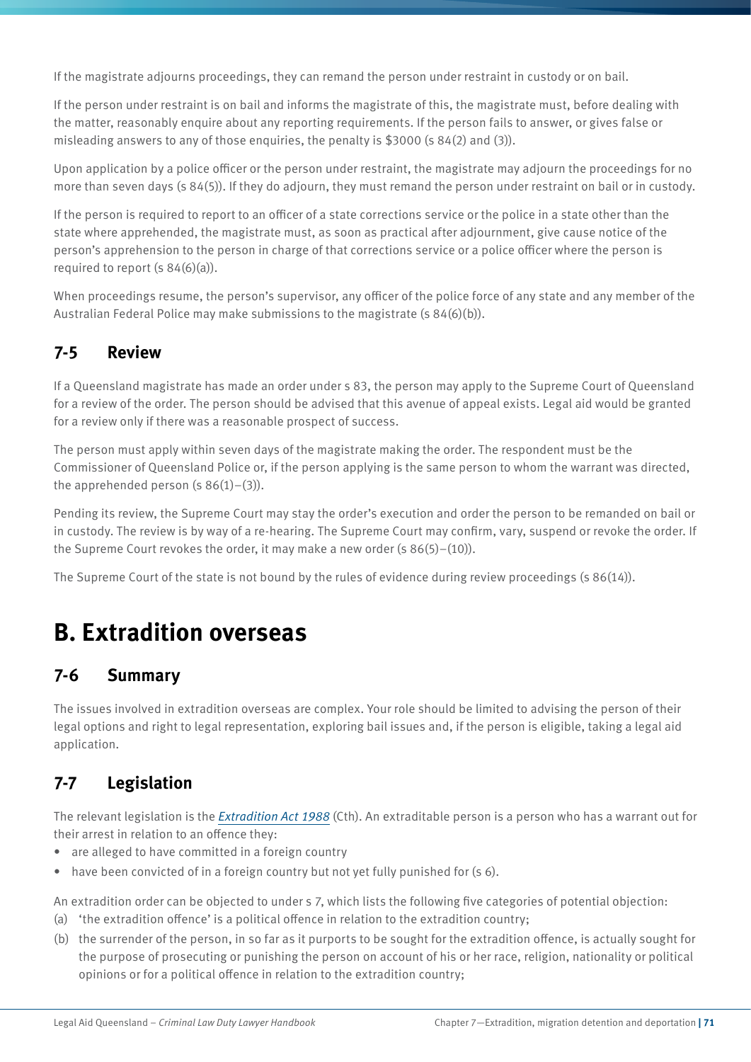If the magistrate adjourns proceedings, they can remand the person under restraint in custody or on bail.

If the person under restraint is on bail and informs the magistrate of this, the magistrate must, before dealing with the matter, reasonably enquire about any reporting requirements. If the person fails to answer, or gives false or misleading answers to any of those enquiries, the penalty is $3000 (s 84(2) and (3)).

Upon application by a police officer or the person under restraint, the magistrate may adjourn the proceedings for no more than seven days (s 84(5)). If they do adjourn, they must remand the person under restraint on bail or in custody.

If the person is required to report to an officer of a state corrections service or the police in a state other than the state where apprehended, the magistrate must, as soon as practical after adjournment, give cause notice of the person's apprehension to the person in charge of that corrections service or a police officer where the person is required to report (s 84(6)(a)).

When proceedings resume, the person's supervisor, any officer of the police force of any state and any member of the Australian Federal Police may make submissions to the magistrate (s 84(6)(b)).

### 7-5 Review

If a Queensland magistrate has made an order under s 83, the person may apply to the Supreme Court of Queensland for a review of the order. The person should be advised that this avenue of appeal exists. Legal aid would be granted for a review only if there was a reasonable prospect of success.

The person must apply within seven days of the magistrate making the order. The respondent must be the Commissioner of Queensland Police or, if the person applying is the same person to whom the warrant was directed, the apprehended person (s 86(1)–(3)).

Pending its review, the Supreme Court may stay the order's execution and order the person to be remanded on bail or in custody. The review is by way of a re-hearing. The Supreme Court may confirm, vary, suspend or revoke the order. If the Supreme Court revokes the order, it may make a new order (s 86(5)–(10)).

The Supreme Court of the state is not bound by the rules of evidence during review proceedings (s 86(14)).

## B. Extradition overseas

### 7-6 Summary

The issues involved in extradition overseas are complex. Your role should be limited to advising the person of their legal options and right to legal representation, exploring bail issues and, if the person is eligible, taking a legal aid application.

### 7-7 Legislation

The relevant legislation is the *Extradition Act 1988* (Cth). An extraditable person is a person who has a warrant out for their arrest in relation to an offence they:

- are alleged to have committed in a foreign country
- have been convicted of in a foreign country but not yet fully punished for (s 6).

An extradition order can be objected to under s 7, which lists the following five categories of potential objection:

(a) 'the extradition offence' is a political offence in relation to the extradition country;

(b) the surrender of the person, in so far as it purports to be sought for the extradition offence, is actually sought for the purpose of prosecuting or punishing the person on account of his or her race, religion, nationality or political opinions or for a political offence in relation to the extradition country;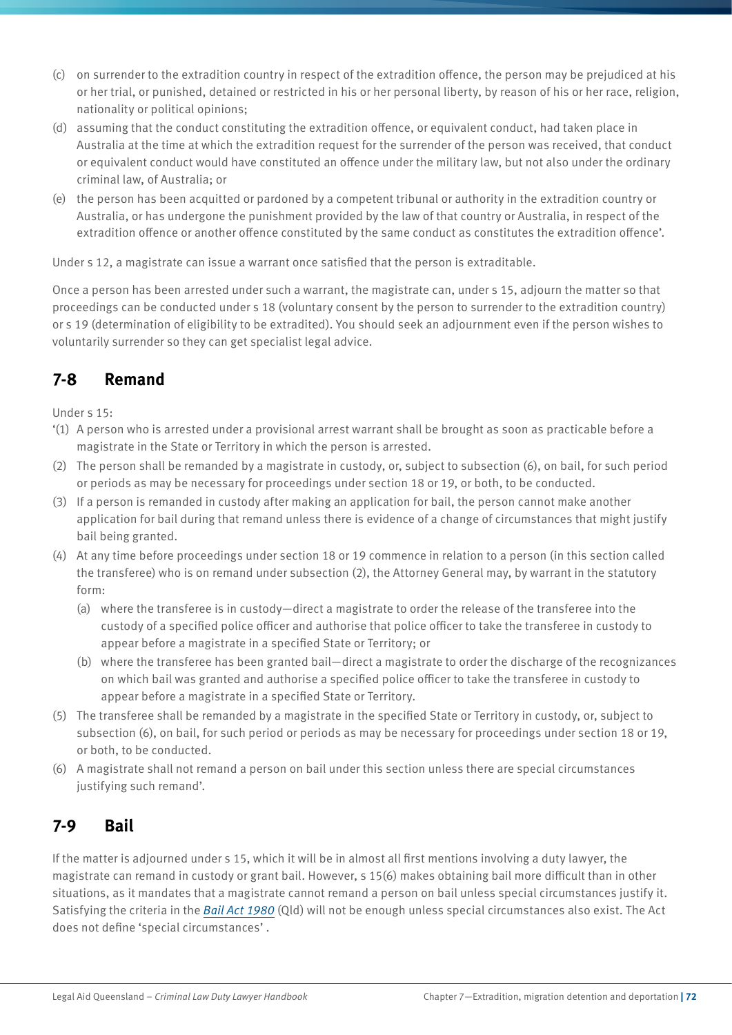(c) on surrender to the extradition country in respect of the extradition offence, the person may be prejudiced at his or her trial, or punished, detained or restricted in his or her personal liberty, by reason of his or her race, religion, nationality or political opinions;

(d) assuming that the conduct constituting the extradition offence, or equivalent conduct, had taken place in Australia at the time at which the extradition request for the surrender of the person was received, that conduct or equivalent conduct would have constituted an offence under the military law, but not also under the ordinary criminal law, of Australia; or

(e) the person has been acquitted or pardoned by a competent tribunal or authority in the extradition country or Australia, or has undergone the punishment provided by the law of that country or Australia, in respect of the extradition offence or another offence constituted by the same conduct as constitutes the extradition offence'.

Under s 12, a magistrate can issue a warrant once satisfied that the person is extraditable.

Once a person has been arrested under such a warrant, the magistrate can, under s 15, adjourn the matter so that proceedings can be conducted under s 18 (voluntary consent by the person to surrender to the extradition country) or s 19 (determination of eligibility to be extradited). You should seek an adjournment even if the person wishes to voluntarily surrender so they can get specialist legal advice.

## 7-8 Remand

Under s 15:

'(1) A person who is arrested under a provisional arrest warrant shall be brought as soon as practicable before a magistrate in the State or Territory in which the person is arrested.

(2) The person shall be remanded by a magistrate in custody, or, subject to subsection (6), on bail, for such period or periods as may be necessary for proceedings under section 18 or 19, or both, to be conducted.

(3) If a person is remanded in custody after making an application for bail, the person cannot make another application for bail during that remand unless there is evidence of a change of circumstances that might justify bail being granted.

(4) At any time before proceedings under section 18 or 19 commence in relation to a person (in this section called the transferee) who is on remand under subsection (2), the Attorney General may, by warrant in the statutory form:

   (a) where the transferee is in custody—direct a magistrate to order the release of the transferee into the custody of a specified police officer and authorise that police officer to take the transferee in custody to appear before a magistrate in a specified State or Territory; or

   (b) where the transferee has been granted bail—direct a magistrate to order the discharge of the recognizances on which bail was granted and authorise a specified police officer to take the transferee in custody to appear before a magistrate in a specified State or Territory.

(5) The transferee shall be remanded by a magistrate in the specified State or Territory in custody, or, subject to subsection (6), on bail, for such period or periods as may be necessary for proceedings under section 18 or 19, or both, to be conducted.

(6) A magistrate shall not remand a person on bail under this section unless there are special circumstances justifying such remand'.

## 7-9 Bail

If the matter is adjourned under s 15, which it will be in almost all first mentions involving a duty lawyer, the magistrate can remand in custody or grant bail. However, s 15(6) makes obtaining bail more difficult than in other situations, as it mandates that a magistrate cannot remand a person on bail unless special circumstances justify it. Satisfying the criteria in the *Bail Act 1980* (Qld) will not be enough unless special circumstances also exist. The Act does not define 'special circumstances' .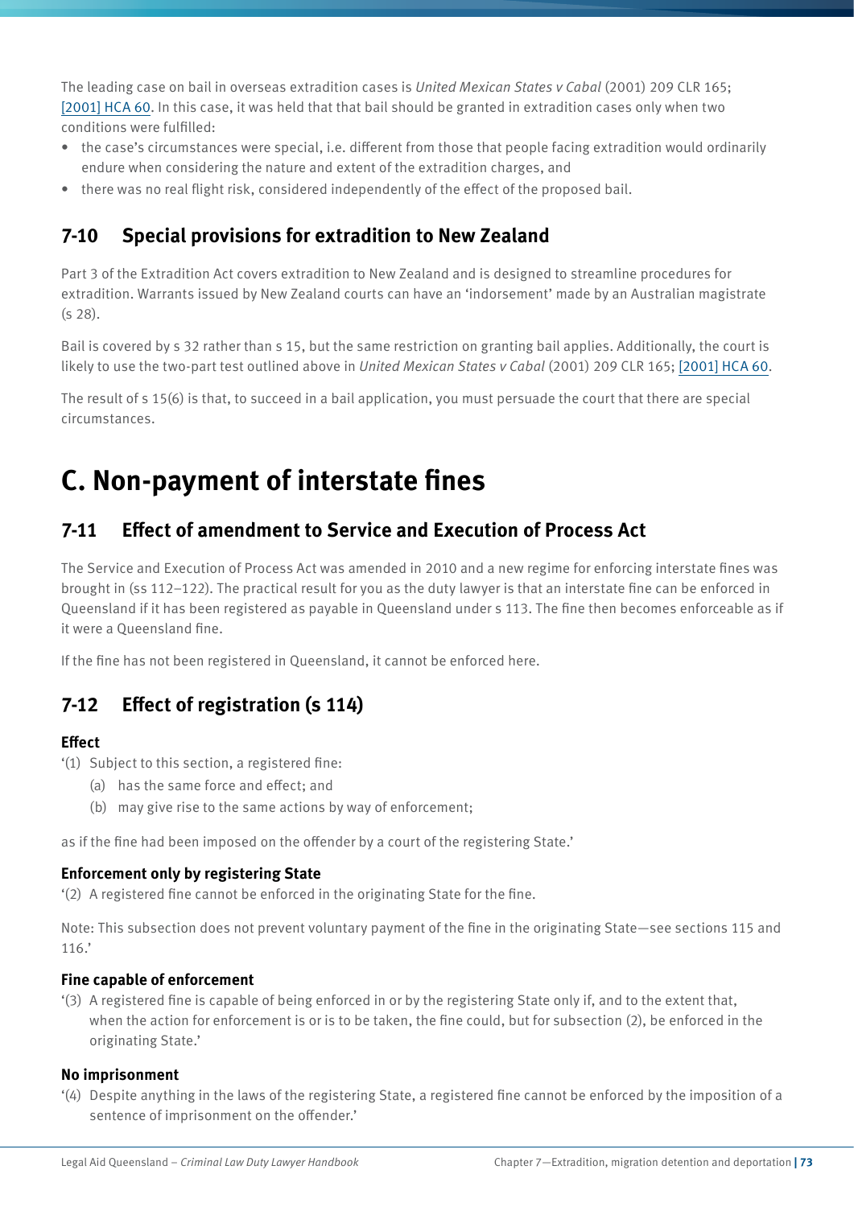The leading case on bail in overseas extradition cases is *United Mexican States v Cabal* (2001) 209 CLR 165; [2001] HCA 60. In this case, it was held that that bail should be granted in extradition cases only when two conditions were fulfilled:

- the case's circumstances were special, i.e. different from those that people facing extradition would ordinarily endure when considering the nature and extent of the extradition charges, and
- there was no real flight risk, considered independently of the effect of the proposed bail.

## 7-10 Special provisions for extradition to New Zealand

Part 3 of the Extradition Act covers extradition to New Zealand and is designed to streamline procedures for extradition. Warrants issued by New Zealand courts can have an 'indorsement' made by an Australian magistrate (s 28).

Bail is covered by s 32 rather than s 15, but the same restriction on granting bail applies. Additionally, the court is likely to use the two-part test outlined above in *United Mexican States v Cabal* (2001) 209 CLR 165; [2001] HCA 60.

The result of s 15(6) is that, to succeed in a bail application, you must persuade the court that there are special circumstances.

# C. Non-payment of interstate fines

## 7-11 Effect of amendment to Service and Execution of Process Act

The Service and Execution of Process Act was amended in 2010 and a new regime for enforcing interstate fines was brought in (ss 112–122). The practical result for you as the duty lawyer is that an interstate fine can be enforced in Queensland if it has been registered as payable in Queensland under s 113. The fine then becomes enforceable as if it were a Queensland fine.

If the fine has not been registered in Queensland, it cannot be enforced here.

## 7-12 Effect of registration (s 114)

**Effect**

'(1) Subject to this section, a registered fine:

(a) has the same force and effect; and

(b) may give rise to the same actions by way of enforcement;

as if the fine had been imposed on the offender by a court of the registering State.'

**Enforcement only by registering State**

'(2) A registered fine cannot be enforced in the originating State for the fine.

Note: This subsection does not prevent voluntary payment of the fine in the originating State—see sections 115 and 116.'

**Fine capable of enforcement**

'(3) A registered fine is capable of being enforced in or by the registering State only if, and to the extent that, when the action for enforcement is or is to be taken, the fine could, but for subsection (2), be enforced in the originating State.'

**No imprisonment**

'(4) Despite anything in the laws of the registering State, a registered fine cannot be enforced by the imposition of a sentence of imprisonment on the offender.'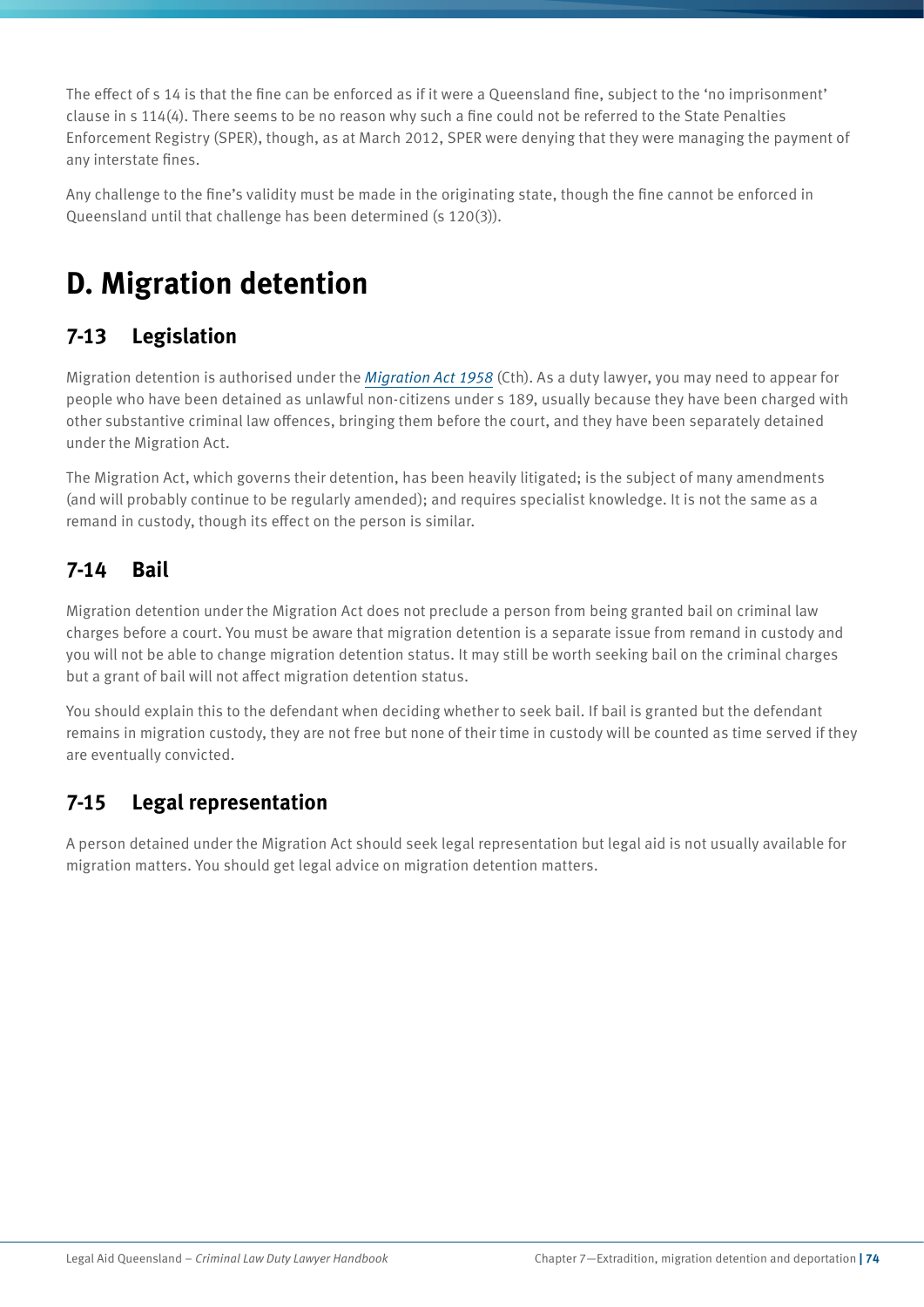The effect of s 14 is that the fine can be enforced as if it were a Queensland fine, subject to the 'no imprisonment' clause in s 114(4). There seems to be no reason why such a fine could not be referred to the State Penalties Enforcement Registry (SPER), though, as at March 2012, SPER were denying that they were managing the payment of any interstate fines.

Any challenge to the fine's validity must be made in the originating state, though the fine cannot be enforced in Queensland until that challenge has been determined (s 120(3)).

# D. Migration detention

## 7-13 Legislation

Migration detention is authorised under the *Migration Act 1958* (Cth). As a duty lawyer, you may need to appear for people who have been detained as unlawful non-citizens under s 189, usually because they have been charged with other substantive criminal law offences, bringing them before the court, and they have been separately detained under the Migration Act.

The Migration Act, which governs their detention, has been heavily litigated; is the subject of many amendments (and will probably continue to be regularly amended); and requires specialist knowledge. It is not the same as a remand in custody, though its effect on the person is similar.

## 7-14 Bail

Migration detention under the Migration Act does not preclude a person from being granted bail on criminal law charges before a court. You must be aware that migration detention is a separate issue from remand in custody and you will not be able to change migration detention status. It may still be worth seeking bail on the criminal charges but a grant of bail will not affect migration detention status.

You should explain this to the defendant when deciding whether to seek bail. If bail is granted but the defendant remains in migration custody, they are not free but none of their time in custody will be counted as time served if they are eventually convicted.

## 7-15 Legal representation

A person detained under the Migration Act should seek legal representation but legal aid is not usually available for migration matters. You should get legal advice on migration detention matters.